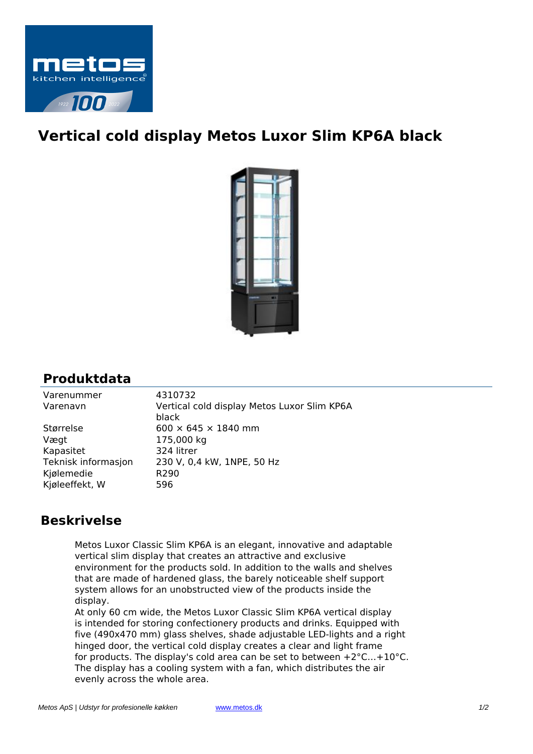# Vertical cold display Metos Luxor Slim KP6A black

## Produktdata

| | |
|---|---|
| Varenummer | 4310732 |
| Varenavn | Vertical cold display Metos Luxor Slim KP6A black |
| Størrelse | 600 × 645 × 1840 mm |
| Vægt | 175,000 kg |
| Kapasitet | 324 litrer |
| Teknisk informasjon | 230 V, 0,4 kW, 1NPE, 50 Hz |
| Kjølemedie | R290 |
| Kjøleeffekt, W | 596 |

## Beskrivelse

Metos Luxor Classic Slim KP6A is an elegant, innovative and adaptable vertical slim display that creates an attractive and exclusive environment for the products sold. In addition to the walls and shelves that are made of hardened glass, the barely noticeable shelf support system allows for an unobstructed view of the products inside the display.

At only 60 cm wide, the Metos Luxor Classic Slim KP6A vertical display is intended for storing confectionery products and drinks. Equipped with five (490x470 mm) glass shelves, shade adjustable LED-lights and a right hinged door, the vertical cold display creates a clear and light frame for products. The display's cold area can be set to between +2°C...+10°C. The display has a cooling system with a fan, which distributes the air evenly across the whole area.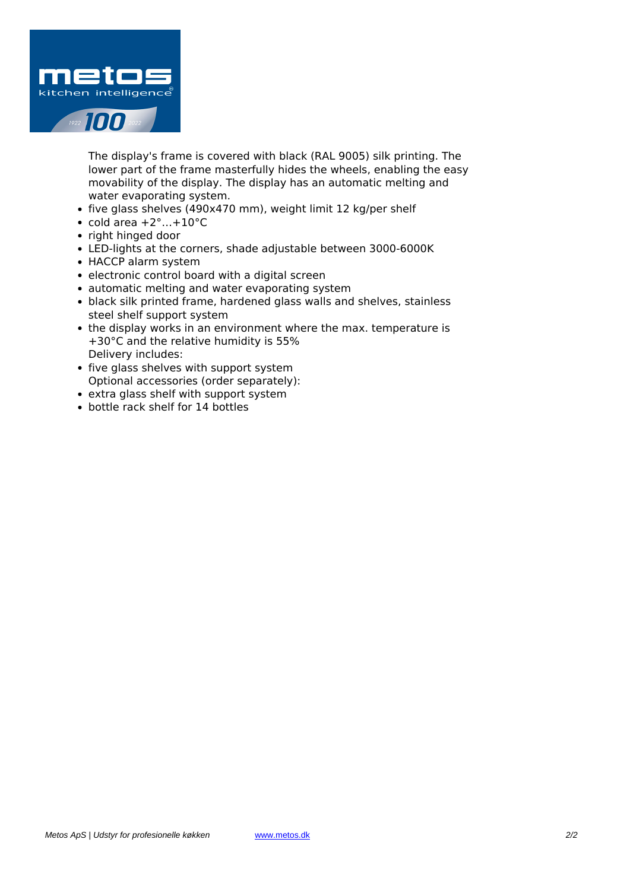The display's frame is covered with black (RAL 9005) silk printing. The lower part of the frame masterfully hides the wheels, enabling the easy movability of the display. The display has an automatic melting and water evaporating system.

- five glass shelves (490x470 mm), weight limit 12 kg/per shelf
- cold area +2°...+10°C
- right hinged door
- LED-lights at the corners, shade adjustable between 3000-6000K
- HACCP alarm system
- electronic control board with a digital screen
- automatic melting and water evaporating system
- black silk printed frame, hardened glass walls and shelves, stainless steel shelf support system
- the display works in an environment where the max. temperature is +30°C and the relative humidity is 55%

Delivery includes:

- five glass shelves with support system

Optional accessories (order separately):

- extra glass shelf with support system
- bottle rack shelf for 14 bottles